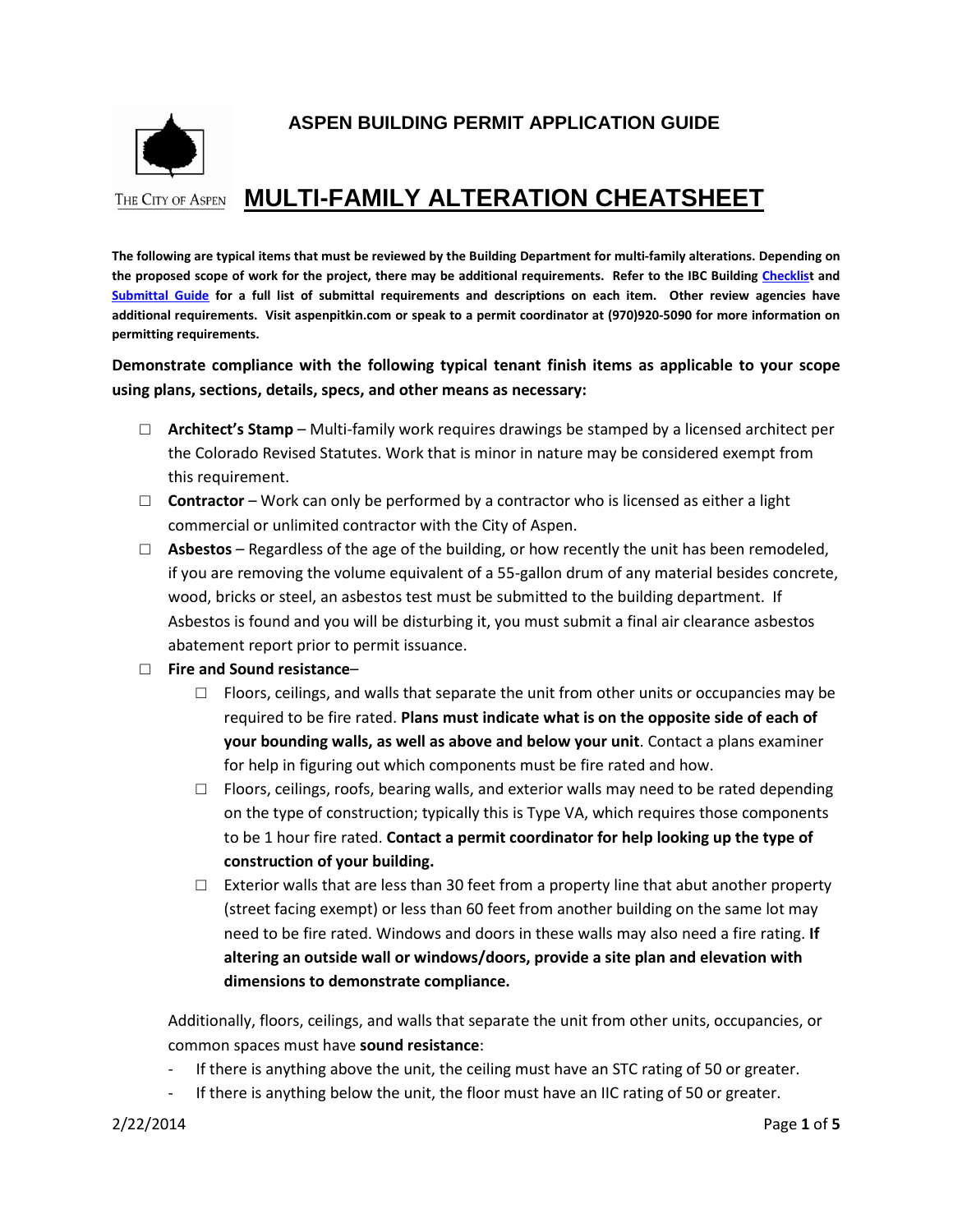# ASPEN BUILDING PERMIT APPLICATION GUIDE

THE CITY OF ASPEN

# MULTI-FAMILY ALTERATION CHEATSHEET

**The following are typical items that must be reviewed by the Building Department for multi-family alterations. Depending on the proposed scope of work for the project, there may be additional requirements. Refer to the IBC Building Checklist and Submittal Guide for a full list of submittal requirements and descriptions on each item. Other review agencies have additional requirements. Visit aspenpitkin.com or speak to a permit coordinator at (970)920-5090 for more information on permitting requirements.**

**Demonstrate compliance with the following typical tenant finish items as applicable to your scope using plans, sections, details, specs, and other means as necessary:**

- ☐ **Architect's Stamp** – Multi-family work requires drawings be stamped by a licensed architect per the Colorado Revised Statutes. Work that is minor in nature may be considered exempt from this requirement.
- ☐ **Contractor** – Work can only be performed by a contractor who is licensed as either a light commercial or unlimited contractor with the City of Aspen.
- ☐ **Asbestos** – Regardless of the age of the building, or how recently the unit has been remodeled, if you are removing the volume equivalent of a 55-gallon drum of any material besides concrete, wood, bricks or steel, an asbestos test must be submitted to the building department. If Asbestos is found and you will be disturbing it, you must submit a final air clearance asbestos abatement report prior to permit issuance.
- ☐ **Fire and Sound resistance**–
  - ☐ Floors, ceilings, and walls that separate the unit from other units or occupancies may be required to be fire rated. **Plans must indicate what is on the opposite side of each of your bounding walls, as well as above and below your unit**. Contact a plans examiner for help in figuring out which components must be fire rated and how.
  - ☐ Floors, ceilings, roofs, bearing walls, and exterior walls may need to be rated depending on the type of construction; typically this is Type VA, which requires those components to be 1 hour fire rated. **Contact a permit coordinator for help looking up the type of construction of your building.**
  - ☐ Exterior walls that are less than 30 feet from a property line that abut another property (street facing exempt) or less than 60 feet from another building on the same lot may need to be fire rated. Windows and doors in these walls may also need a fire rating. **If altering an outside wall or windows/doors, provide a site plan and elevation with dimensions to demonstrate compliance.**

  Additionally, floors, ceilings, and walls that separate the unit from other units, occupancies, or common spaces must have **sound resistance**:

  - If there is anything above the unit, the ceiling must have an STC rating of 50 or greater.
  - If there is anything below the unit, the floor must have an IIC rating of 50 or greater.

2/22/2014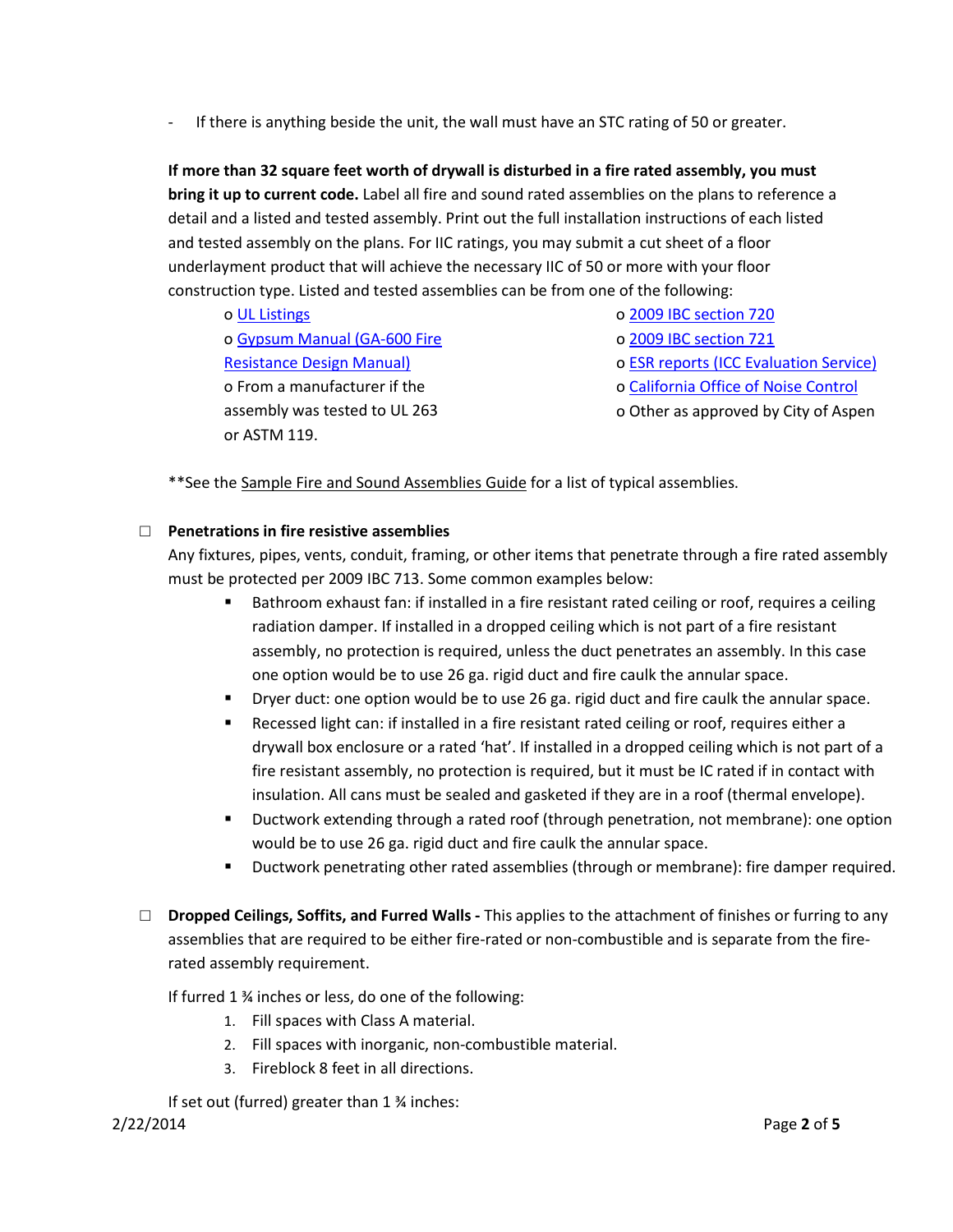- If there is anything beside the unit, the wall must have an STC rating of 50 or greater.

**If more than 32 square feet worth of drywall is disturbed in a fire rated assembly, you must bring it up to current code.** Label all fire and sound rated assemblies on the plans to reference a detail and a listed and tested assembly. Print out the full installation instructions of each listed and tested assembly on the plans. For IIC ratings, you may submit a cut sheet of a floor underlayment product that will achieve the necessary IIC of 50 or more with your floor construction type. Listed and tested assemblies can be from one of the following:

- UL Listings
- Gypsum Manual (GA-600 Fire Resistance Design Manual)
- From a manufacturer if the assembly was tested to UL 263 or ASTM 119.
- 2009 IBC section 720
- 2009 IBC section 721
- ESR reports (ICC Evaluation Service)
- California Office of Noise Control
- Other as approved by City of Aspen

**See the Sample Fire and Sound Assemblies Guide for a list of typical assemblies.

☐ **Penetrations in fire resistive assemblies**

Any fixtures, pipes, vents, conduit, framing, or other items that penetrate through a fire rated assembly must be protected per 2009 IBC 713. Some common examples below:

- Bathroom exhaust fan: if installed in a fire resistant rated ceiling or roof, requires a ceiling radiation damper. If installed in a dropped ceiling which is not part of a fire resistant assembly, no protection is required, unless the duct penetrates an assembly. In this case one option would be to use 26 ga. rigid duct and fire caulk the annular space.
- Dryer duct: one option would be to use 26 ga. rigid duct and fire caulk the annular space.
- Recessed light can: if installed in a fire resistant rated ceiling or roof, requires either a drywall box enclosure or a rated 'hat'. If installed in a dropped ceiling which is not part of a fire resistant assembly, no protection is required, but it must be IC rated if in contact with insulation. All cans must be sealed and gasketed if they are in a roof (thermal envelope).
- Ductwork extending through a rated roof (through penetration, not membrane): one option would be to use 26 ga. rigid duct and fire caulk the annular space.
- Ductwork penetrating other rated assemblies (through or membrane): fire damper required.

☐ **Dropped Ceilings, Soffits, and Furred Walls -** This applies to the attachment of finishes or furring to any assemblies that are required to be either fire-rated or non-combustible and is separate from the fire-rated assembly requirement.

If furred 1 ¾ inches or less, do one of the following:

1. Fill spaces with Class A material.
2. Fill spaces with inorganic, non-combustible material.
3. Fireblock 8 feet in all directions.

If set out (furred) greater than 1 ¾ inches: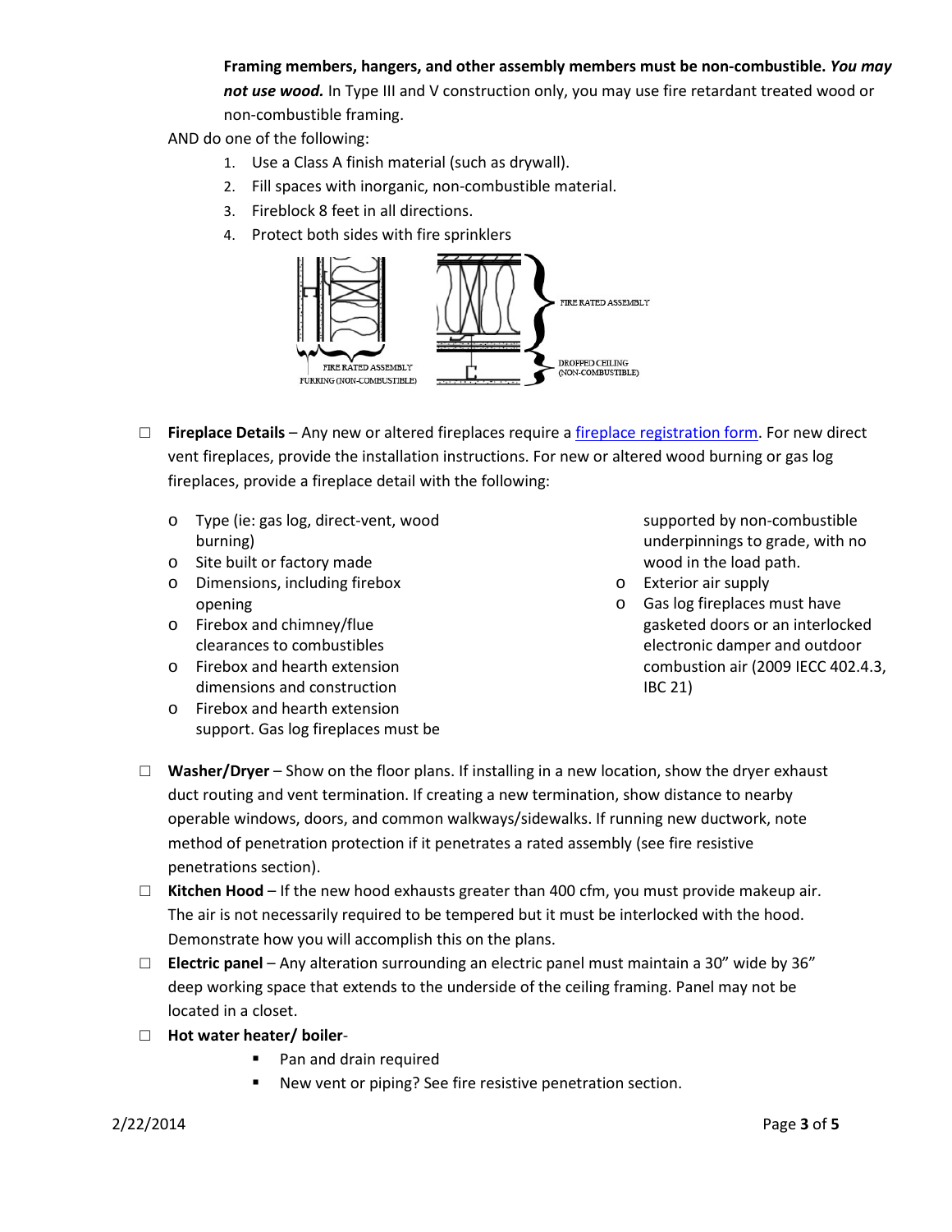**Framing members, hangers, and other assembly members must be non-combustible.** ***You may not use wood.*** In Type III and V construction only, you may use fire retardant treated wood or non-combustible framing.

AND do one of the following:

1. Use a Class A finish material (such as drywall).
2. Fill spaces with inorganic, non-combustible material.
3. Fireblock 8 feet in all directions.
4. Protect both sides with fire sprinklers

FIRE RATED ASSEMBLY
FURRING (NON-COMBUSTIBLE)

FIRE RATED ASSEMBLY
DROPPED CEILING (NON-COMBUSTIBLE)

- ☐ **Fireplace Details** – Any new or altered fireplaces require a fireplace registration form. For new direct vent fireplaces, provide the installation instructions. For new or altered wood burning or gas log fireplaces, provide a fireplace detail with the following:
  - Type (ie: gas log, direct-vent, wood burning)
  - Site built or factory made
  - Dimensions, including firebox opening
  - Firebox and chimney/flue clearances to combustibles
  - Firebox and hearth extension dimensions and construction
  - Firebox and hearth extension support. Gas log fireplaces must be supported by non-combustible underpinnings to grade, with no wood in the load path.
  - Exterior air supply
  - Gas log fireplaces must have gasketed doors or an interlocked electronic damper and outdoor combustion air (2009 IECC 402.4.3, IBC 21)
- ☐ **Washer/Dryer** – Show on the floor plans. If installing in a new location, show the dryer exhaust duct routing and vent termination. If creating a new termination, show distance to nearby operable windows, doors, and common walkways/sidewalks. If running new ductwork, note method of penetration protection if it penetrates a rated assembly (see fire resistive penetrations section).
- ☐ **Kitchen Hood** – If the new hood exhausts greater than 400 cfm, you must provide makeup air. The air is not necessarily required to be tempered but it must be interlocked with the hood. Demonstrate how you will accomplish this on the plans.
- ☐ **Electric panel** – Any alteration surrounding an electric panel must maintain a 30" wide by 36" deep working space that extends to the underside of the ceiling framing. Panel may not be located in a closet.
- ☐ **Hot water heater/ boiler**-
  - Pan and drain required
  - New vent or piping? See fire resistive penetration section.

2/22/2014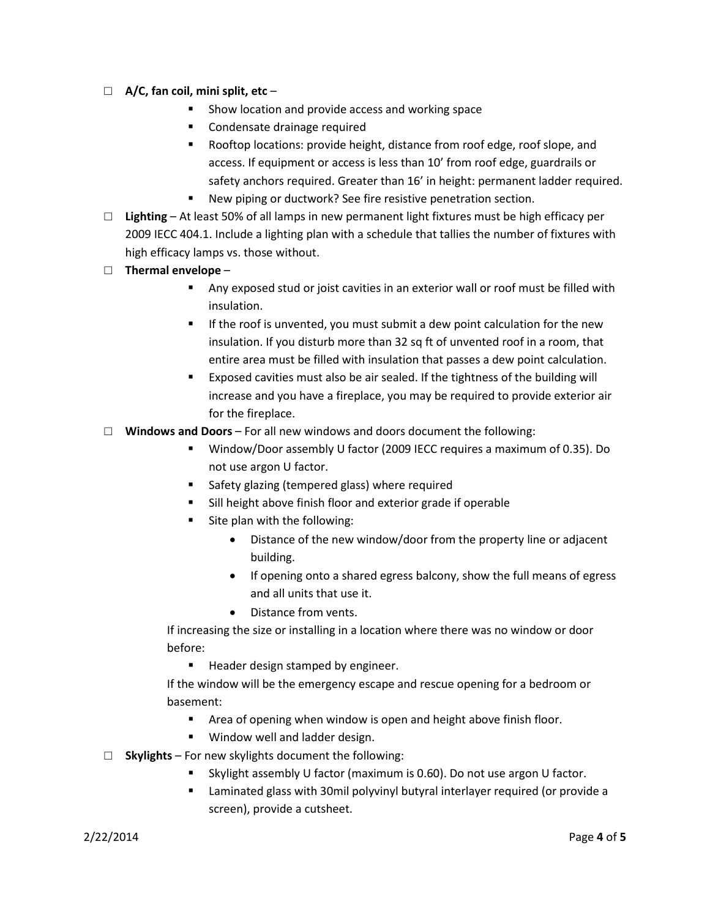- ☐ **A/C, fan coil, mini split, etc** –
  - Show location and provide access and working space
  - Condensate drainage required
  - Rooftop locations: provide height, distance from roof edge, roof slope, and access. If equipment or access is less than 10' from roof edge, guardrails or safety anchors required. Greater than 16' in height: permanent ladder required.
  - New piping or ductwork? See fire resistive penetration section.
- ☐ **Lighting** – At least 50% of all lamps in new permanent light fixtures must be high efficacy per 2009 IECC 404.1. Include a lighting plan with a schedule that tallies the number of fixtures with high efficacy lamps vs. those without.
- ☐ **Thermal envelope** –
  - Any exposed stud or joist cavities in an exterior wall or roof must be filled with insulation.
  - If the roof is unvented, you must submit a dew point calculation for the new insulation. If you disturb more than 32 sq ft of unvented roof in a room, that entire area must be filled with insulation that passes a dew point calculation.
  - Exposed cavities must also be air sealed. If the tightness of the building will increase and you have a fireplace, you may be required to provide exterior air for the fireplace.
- ☐ **Windows and Doors** – For all new windows and doors document the following:
  - Window/Door assembly U factor (2009 IECC requires a maximum of 0.35). Do not use argon U factor.
  - Safety glazing (tempered glass) where required
  - Sill height above finish floor and exterior grade if operable
  - Site plan with the following:
    - Distance of the new window/door from the property line or adjacent building.
    - If opening onto a shared egress balcony, show the full means of egress and all units that use it.
    - Distance from vents.

  If increasing the size or installing in a location where there was no window or door before:

  - Header design stamped by engineer.

  If the window will be the emergency escape and rescue opening for a bedroom or basement:

  - Area of opening when window is open and height above finish floor.
  - Window well and ladder design.
- ☐ **Skylights** – For new skylights document the following:
  - Skylight assembly U factor (maximum is 0.60). Do not use argon U factor.
  - Laminated glass with 30mil polyvinyl butyral interlayer required (or provide a screen), provide a cutsheet.

2/22/2014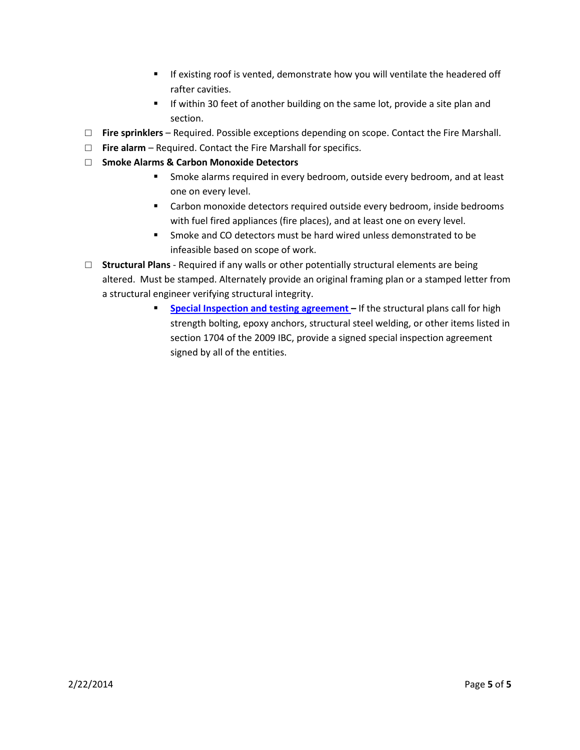- If existing roof is vented, demonstrate how you will ventilate the headered off rafter cavities.
    - If within 30 feet of another building on the same lot, provide a site plan and section.

- ☐ **Fire sprinklers** – Required. Possible exceptions depending on scope. Contact the Fire Marshall.
- ☐ **Fire alarm** – Required. Contact the Fire Marshall for specifics.
- ☐ **Smoke Alarms & Carbon Monoxide Detectors**
    - Smoke alarms required in every bedroom, outside every bedroom, and at least one on every level.
    - Carbon monoxide detectors required outside every bedroom, inside bedrooms with fuel fired appliances (fire places), and at least one on every level.
    - Smoke and CO detectors must be hard wired unless demonstrated to be infeasible based on scope of work.
- ☐ **Structural Plans** - Required if any walls or other potentially structural elements are being altered. Must be stamped. Alternately provide an original framing plan or a stamped letter from a structural engineer verifying structural integrity.
    - **Special Inspection and testing agreement –** If the structural plans call for high strength bolting, epoxy anchors, structural steel welding, or other items listed in section 1704 of the 2009 IBC, provide a signed special inspection agreement signed by all of the entities.

2/22/2014